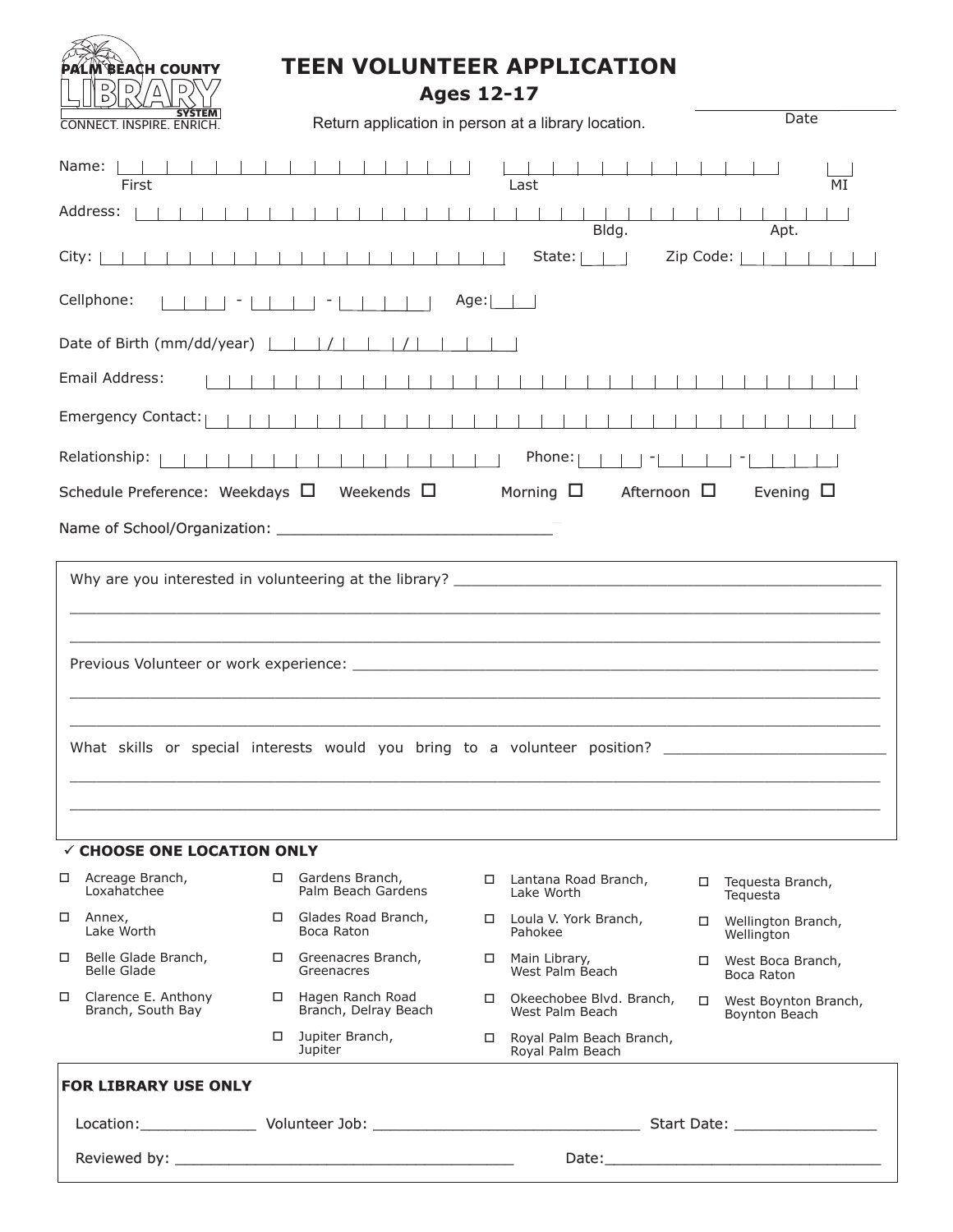PALM BEACH COUNTY LIBRARY SYSTEM
CONNECT. INSPIRE. ENRICH.

# TEEN VOLUNTEER APPLICATION

## Ages 12-17

Return application in person at a library location.

____________________ Date

Name: First ______________________ Last ______________________ MI ____

Address: ______________________________________ Bldg. ________ Apt. ________

City: ______________________ State: ____ Zip Code: __________

Cellphone: ____ - ____ - ______ Age: ____

Date of Birth (mm/dd/year) ____ / ____ / ________

Email Address: ______________________________________

Emergency Contact: ______________________________________

Relationship: ______________________ Phone: ____ - ____ - ______

Schedule Preference: Weekdays ☐ Weekends ☐ Morning ☐ Afternoon ☐ Evening ☐

Name of School/Organization: ______________________________

Why are you interested in volunteering at the library? ______________________________________________

_____________________________________________________________________________________

_____________________________________________________________________________________

Previous Volunteer or work experience: _______________________________________________________

_____________________________________________________________________________________

_____________________________________________________________________________________

What skills or special interests would you bring to a volunteer position? ________________________

_____________________________________________________________________________________

_____________________________________________________________________________________

**✓ CHOOSE ONE LOCATION ONLY**

- ☐ Acreage Branch, Loxahatchee
- ☐ Annex, Lake Worth
- ☐ Belle Glade Branch, Belle Glade
- ☐ Clarence E. Anthony Branch, South Bay
- ☐ Gardens Branch, Palm Beach Gardens
- ☐ Glades Road Branch, Boca Raton
- ☐ Greenacres Branch, Greenacres
- ☐ Hagen Ranch Road Branch, Delray Beach
- ☐ Jupiter Branch, Jupiter
- ☐ Lantana Road Branch, Lake Worth
- ☐ Loula V. York Branch, Pahokee
- ☐ Main Library, West Palm Beach
- ☐ Okeechobee Blvd. Branch, West Palm Beach
- ☐ Royal Palm Beach Branch, Royal Palm Beach
- ☐ Tequesta Branch, Tequesta
- ☐ Wellington Branch, Wellington
- ☐ West Boca Branch, Boca Raton
- ☐ West Boynton Branch, Boynton Beach

**FOR LIBRARY USE ONLY**

Location:_____________ Volunteer Job: ______________________________ Start Date: ________________

Reviewed by: ______________________________________ Date:______________________________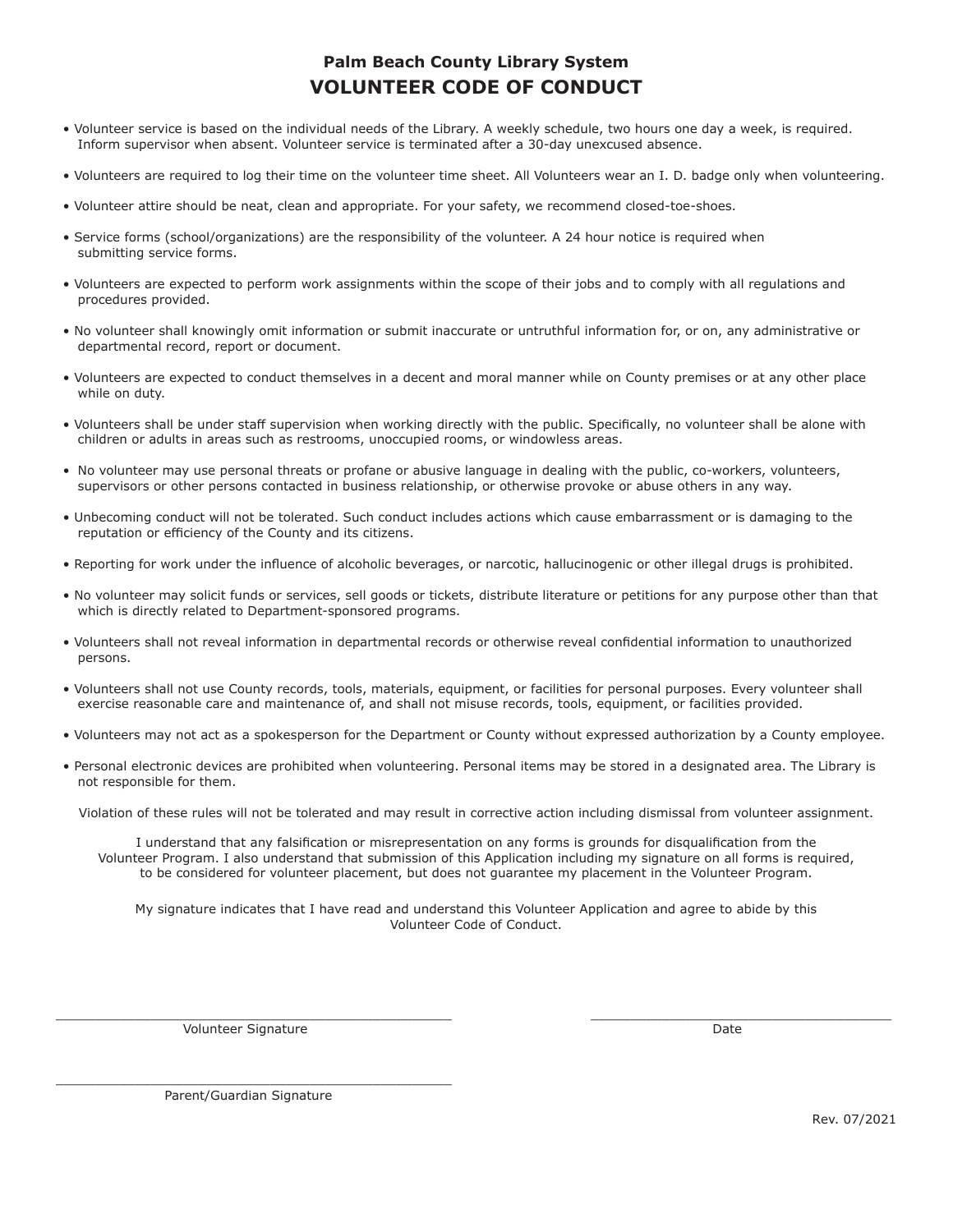**Palm Beach County Library System**

# VOLUNTEER CODE OF CONDUCT

- Volunteer service is based on the individual needs of the Library. A weekly schedule, two hours one day a week, is required. Inform supervisor when absent. Volunteer service is terminated after a 30-day unexcused absence.
- Volunteers are required to log their time on the volunteer time sheet. All Volunteers wear an I. D. badge only when volunteering.
- Volunteer attire should be neat, clean and appropriate. For your safety, we recommend closed-toe-shoes.
- Service forms (school/organizations) are the responsibility of the volunteer. A 24 hour notice is required when submitting service forms.
- Volunteers are expected to perform work assignments within the scope of their jobs and to comply with all regulations and procedures provided.
- No volunteer shall knowingly omit information or submit inaccurate or untruthful information for, or on, any administrative or departmental record, report or document.
- Volunteers are expected to conduct themselves in a decent and moral manner while on County premises or at any other place while on duty.
- Volunteers shall be under staff supervision when working directly with the public. Specifically, no volunteer shall be alone with children or adults in areas such as restrooms, unoccupied rooms, or windowless areas.
- No volunteer may use personal threats or profane or abusive language in dealing with the public, co-workers, volunteers, supervisors or other persons contacted in business relationship, or otherwise provoke or abuse others in any way.
- Unbecoming conduct will not be tolerated. Such conduct includes actions which cause embarrassment or is damaging to the reputation or efficiency of the County and its citizens.
- Reporting for work under the influence of alcoholic beverages, or narcotic, hallucinogenic or other illegal drugs is prohibited.
- No volunteer may solicit funds or services, sell goods or tickets, distribute literature or petitions for any purpose other than that which is directly related to Department-sponsored programs.
- Volunteers shall not reveal information in departmental records or otherwise reveal confidential information to unauthorized persons.
- Volunteers shall not use County records, tools, materials, equipment, or facilities for personal purposes. Every volunteer shall exercise reasonable care and maintenance of, and shall not misuse records, tools, equipment, or facilities provided.
- Volunteers may not act as a spokesperson for the Department or County without expressed authorization by a County employee.
- Personal electronic devices are prohibited when volunteering. Personal items may be stored in a designated area. The Library is not responsible for them.

Violation of these rules will not be tolerated and may result in corrective action including dismissal from volunteer assignment.

I understand that any falsification or misrepresentation on any forms is grounds for disqualification from the Volunteer Program. I also understand that submission of this Application including my signature on all forms is required, to be considered for volunteer placement, but does not guarantee my placement in the Volunteer Program.

My signature indicates that I have read and understand this Volunteer Application and agree to abide by this Volunteer Code of Conduct.

\_\_\_\_\_\_\_\_\_\_\_\_\_\_\_\_\_\_\_\_\_\_\_\_\_\_\_\_\_\_\_\_\_\_\_\_\_\_\_\_
Volunteer Signature

\_\_\_\_\_\_\_\_\_\_\_\_\_\_\_\_\_\_\_\_\_\_\_\_\_\_\_\_\_\_\_\_
Date

\_\_\_\_\_\_\_\_\_\_\_\_\_\_\_\_\_\_\_\_\_\_\_\_\_\_\_\_\_\_\_\_\_\_\_\_\_\_\_\_
Parent/Guardian Signature

Rev. 07/2021